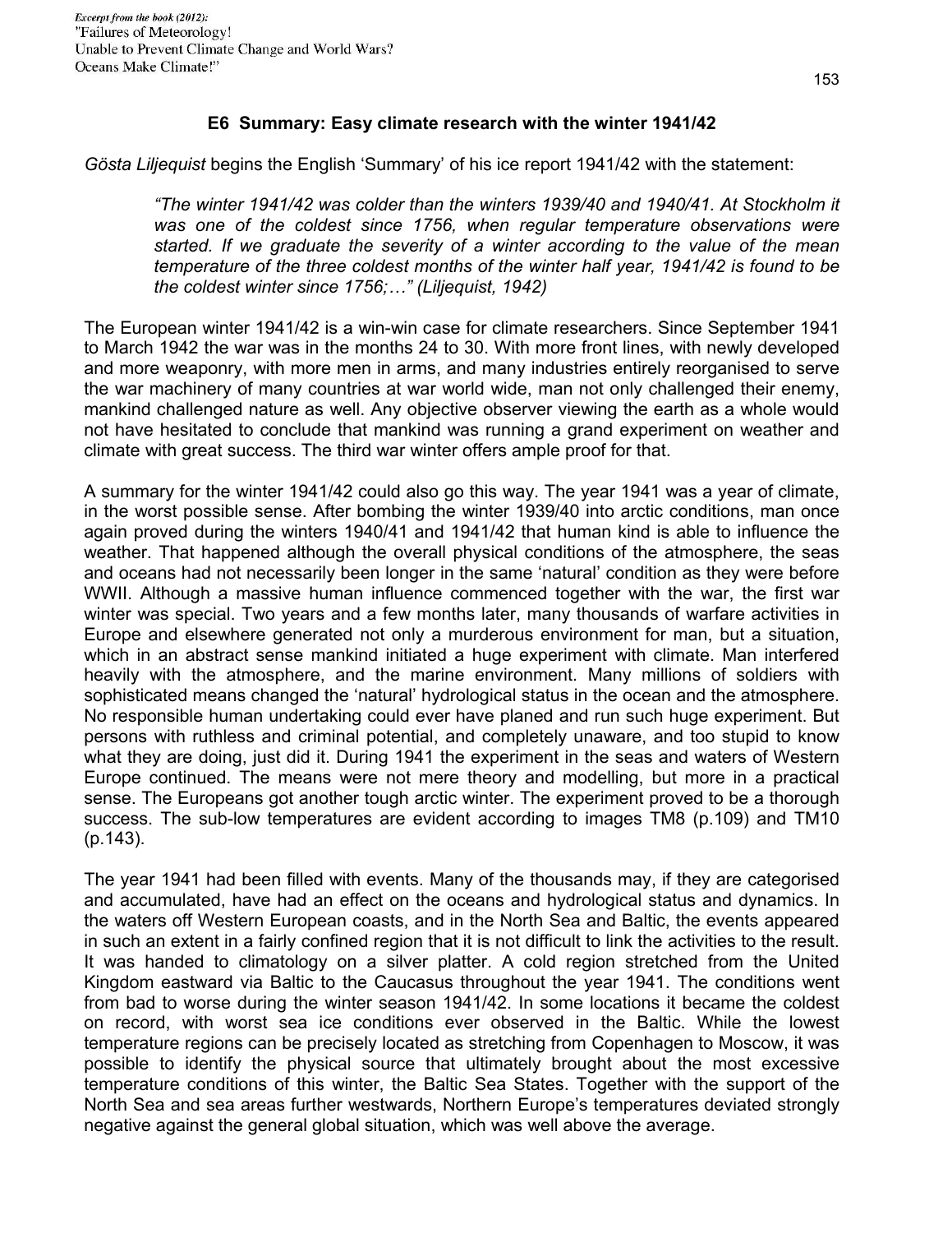## E6 Summary: Easy climate research with the winter 1941/42

*Gösta Liljequist* begins the English 'Summary' of his ice report 1941/42 with the statement:

> *"The winter 1941/42 was colder than the winters 1939/40 and 1940/41. At Stockholm it was one of the coldest since 1756, when regular temperature observations were started. If we graduate the severity of a winter according to the value of the mean temperature of the three coldest months of the winter half year, 1941/42 is found to be the coldest winter since 1756;…" (Liljequist, 1942)*

The European winter 1941/42 is a win-win case for climate researchers. Since September 1941 to March 1942 the war was in the months 24 to 30. With more front lines, with newly developed and more weaponry, with more men in arms, and many industries entirely reorganised to serve the war machinery of many countries at war world wide, man not only challenged their enemy, mankind challenged nature as well. Any objective observer viewing the earth as a whole would not have hesitated to conclude that mankind was running a grand experiment on weather and climate with great success. The third war winter offers ample proof for that.

A summary for the winter 1941/42 could also go this way. The year 1941 was a year of climate, in the worst possible sense. After bombing the winter 1939/40 into arctic conditions, man once again proved during the winters 1940/41 and 1941/42 that human kind is able to influence the weather. That happened although the overall physical conditions of the atmosphere, the seas and oceans had not necessarily been longer in the same 'natural' condition as they were before WWII. Although a massive human influence commenced together with the war, the first war winter was special. Two years and a few months later, many thousands of warfare activities in Europe and elsewhere generated not only a murderous environment for man, but a situation, which in an abstract sense mankind initiated a huge experiment with climate. Man interfered heavily with the atmosphere, and the marine environment. Many millions of soldiers with sophisticated means changed the 'natural' hydrological status in the ocean and the atmosphere. No responsible human undertaking could ever have planed and run such huge experiment. But persons with ruthless and criminal potential, and completely unaware, and too stupid to know what they are doing, just did it. During 1941 the experiment in the seas and waters of Western Europe continued. The means were not mere theory and modelling, but more in a practical sense. The Europeans got another tough arctic winter. The experiment proved to be a thorough success. The sub-low temperatures are evident according to images TM8 (p.109) and TM10 (p.143).

The year 1941 had been filled with events. Many of the thousands may, if they are categorised and accumulated, have had an effect on the oceans and hydrological status and dynamics. In the waters off Western European coasts, and in the North Sea and Baltic, the events appeared in such an extent in a fairly confined region that it is not difficult to link the activities to the result. It was handed to climatology on a silver platter. A cold region stretched from the United Kingdom eastward via Baltic to the Caucasus throughout the year 1941. The conditions went from bad to worse during the winter season 1941/42. In some locations it became the coldest on record, with worst sea ice conditions ever observed in the Baltic. While the lowest temperature regions can be precisely located as stretching from Copenhagen to Moscow, it was possible to identify the physical source that ultimately brought about the most excessive temperature conditions of this winter, the Baltic Sea States. Together with the support of the North Sea and sea areas further westwards, Northern Europe's temperatures deviated strongly negative against the general global situation, which was well above the average.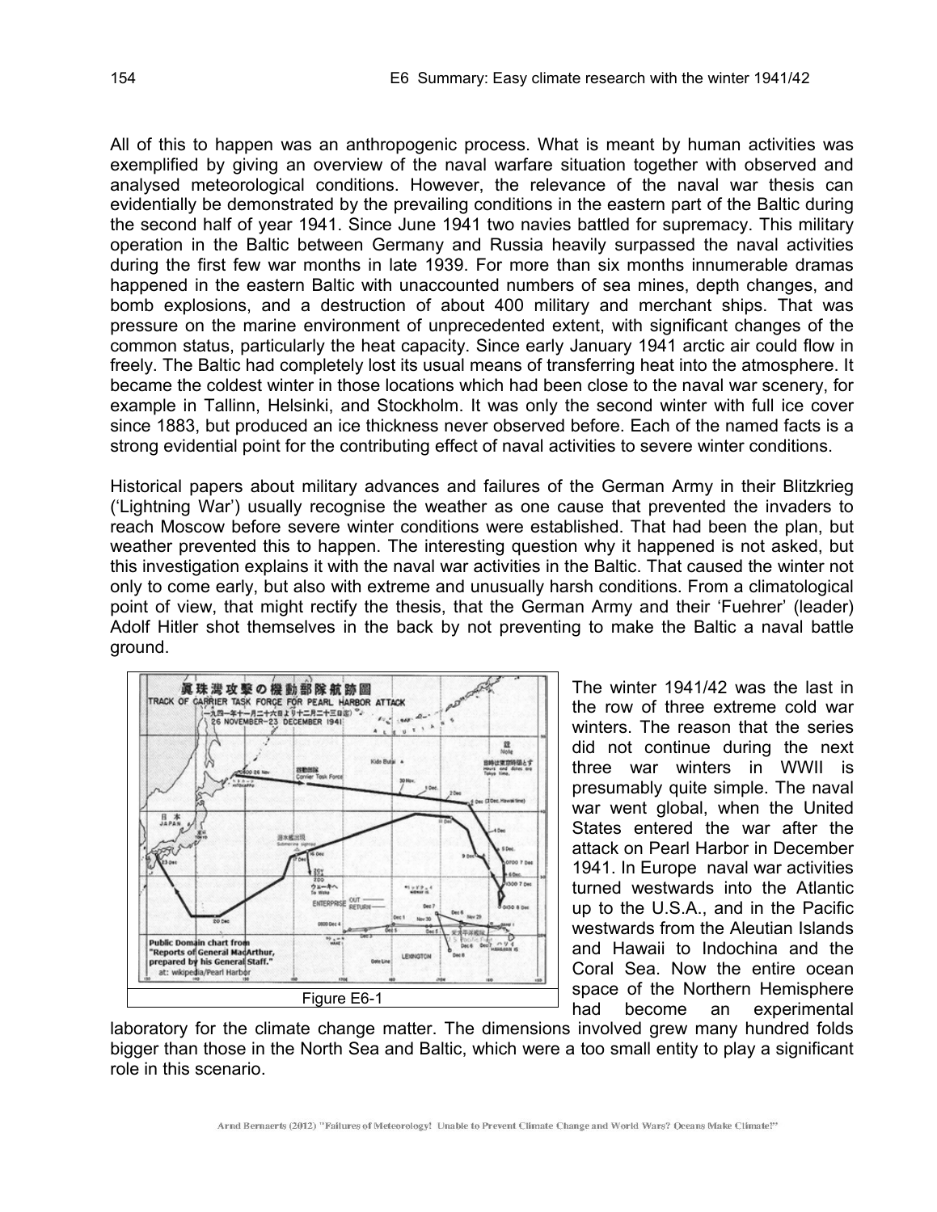All of this to happen was an anthropogenic process. What is meant by human activities was exemplified by giving an overview of the naval warfare situation together with observed and analysed meteorological conditions. However, the relevance of the naval war thesis can evidentially be demonstrated by the prevailing conditions in the eastern part of the Baltic during the second half of year 1941. Since June 1941 two navies battled for supremacy. This military operation in the Baltic between Germany and Russia heavily surpassed the naval activities during the first few war months in late 1939. For more than six months innumerable dramas happened in the eastern Baltic with unaccounted numbers of sea mines, depth changes, and bomb explosions, and a destruction of about 400 military and merchant ships. That was pressure on the marine environment of unprecedented extent, with significant changes of the common status, particularly the heat capacity. Since early January 1941 arctic air could flow in freely. The Baltic had completely lost its usual means of transferring heat into the atmosphere. It became the coldest winter in those locations which had been close to the naval war scenery, for example in Tallinn, Helsinki, and Stockholm. It was only the second winter with full ice cover since 1883, but produced an ice thickness never observed before. Each of the named facts is a strong evidential point for the contributing effect of naval activities to severe winter conditions.

Historical papers about military advances and failures of the German Army in their Blitzkrieg ('Lightning War') usually recognise the weather as one cause that prevented the invaders to reach Moscow before severe winter conditions were established. That had been the plan, but weather prevented this to happen. The interesting question why it happened is not asked, but this investigation explains it with the naval war activities in the Baltic. That caused the winter not only to come early, but also with extreme and unusually harsh conditions. From a climatological point of view, that might rectify the thesis, that the German Army and their 'Fuehrer' (leader) Adolf Hitler shot themselves in the back by not preventing to make the Baltic a naval battle ground.

真珠湾攻撃の機動部隊航跡図
TRACK OF CARRIER TASK FORCE FOR PEARL HARBOR ATTACK
26 NOVEMBER–23 DECEMBER 1941
Public Domain chart from "Reports of General MacArthur, prepared by his General Staff." at: wikipedia/Pearl Harbor

Figure E6-1

The winter 1941/42 was the last in the row of three extreme cold war winters. The reason that the series did not continue during the next three war winters in WWII is presumably quite simple. The naval war went global, when the United States entered the war after the attack on Pearl Harbor in December 1941. In Europe naval war activities turned westwards into the Atlantic up to the U.S.A., and in the Pacific westwards from the Aleutian Islands and Hawaii to Indochina and the Coral Sea. Now the entire ocean space of the Northern Hemisphere had become an experimental laboratory for the climate change matter. The dimensions involved grew many hundred folds bigger than those in the North Sea and Baltic, which were a too small entity to play a significant role in this scenario.